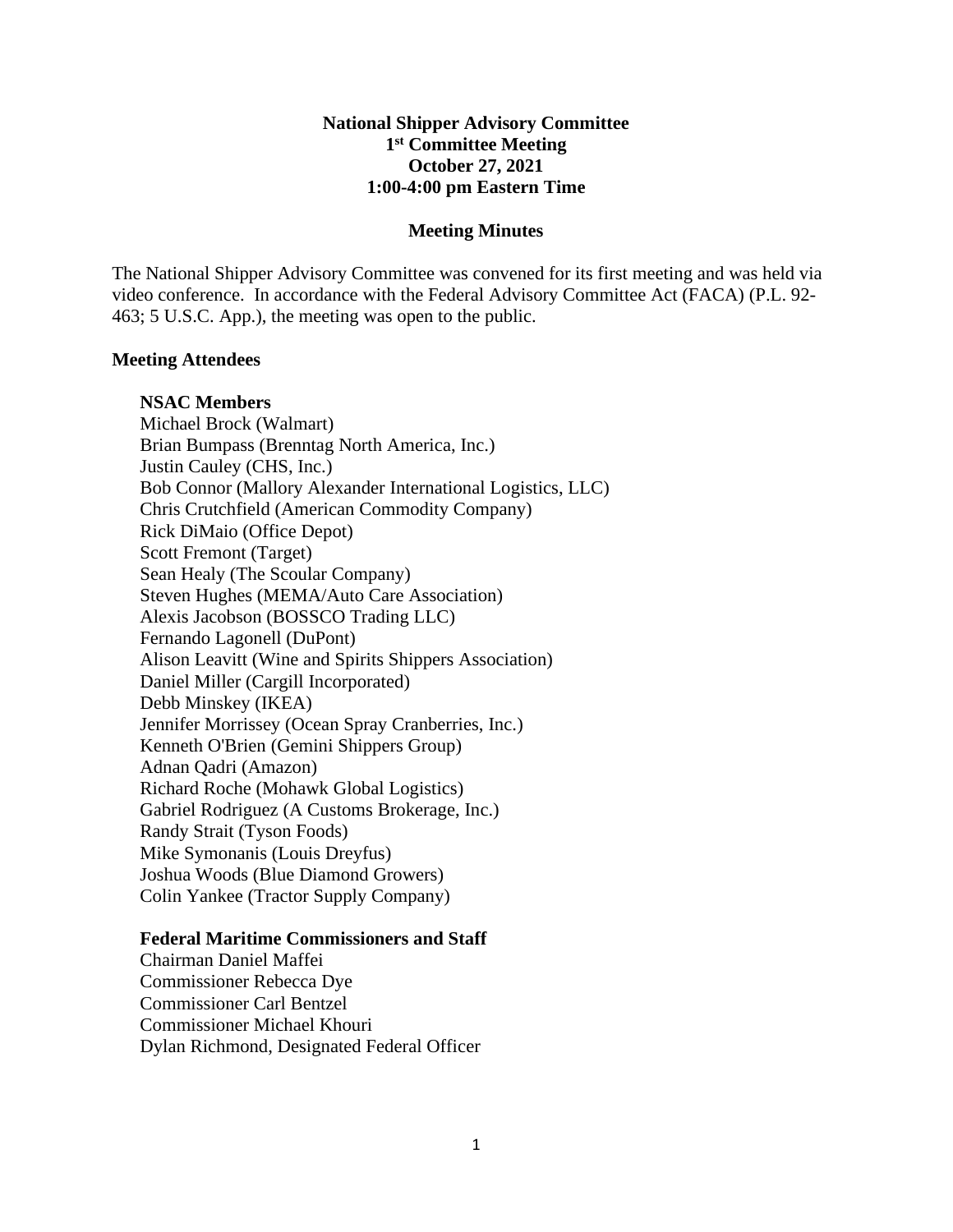**National Shipper Advisory Committee**
**1st Committee Meeting**
**October 27, 2021**
**1:00-4:00 pm Eastern Time**

**Meeting Minutes**

The National Shipper Advisory Committee was convened for its first meeting and was held via video conference. In accordance with the Federal Advisory Committee Act (FACA) (P.L. 92-463; 5 U.S.C. App.), the meeting was open to the public.

**Meeting Attendees**

**NSAC Members**
Michael Brock (Walmart)
Brian Bumpass (Brenntag North America, Inc.)
Justin Cauley (CHS, Inc.)
Bob Connor (Mallory Alexander International Logistics, LLC)
Chris Crutchfield (American Commodity Company)
Rick DiMaio (Office Depot)
Scott Fremont (Target)
Sean Healy (The Scoular Company)
Steven Hughes (MEMA/Auto Care Association)
Alexis Jacobson (BOSSCO Trading LLC)
Fernando Lagonell (DuPont)
Alison Leavitt (Wine and Spirits Shippers Association)
Daniel Miller (Cargill Incorporated)
Debb Minskey (IKEA)
Jennifer Morrissey (Ocean Spray Cranberries, Inc.)
Kenneth O'Brien (Gemini Shippers Group)
Adnan Qadri (Amazon)
Richard Roche (Mohawk Global Logistics)
Gabriel Rodriguez (A Customs Brokerage, Inc.)
Randy Strait (Tyson Foods)
Mike Symonanis (Louis Dreyfus)
Joshua Woods (Blue Diamond Growers)
Colin Yankee (Tractor Supply Company)

**Federal Maritime Commissioners and Staff**
Chairman Daniel Maffei
Commissioner Rebecca Dye
Commissioner Carl Bentzel
Commissioner Michael Khouri
Dylan Richmond, Designated Federal Officer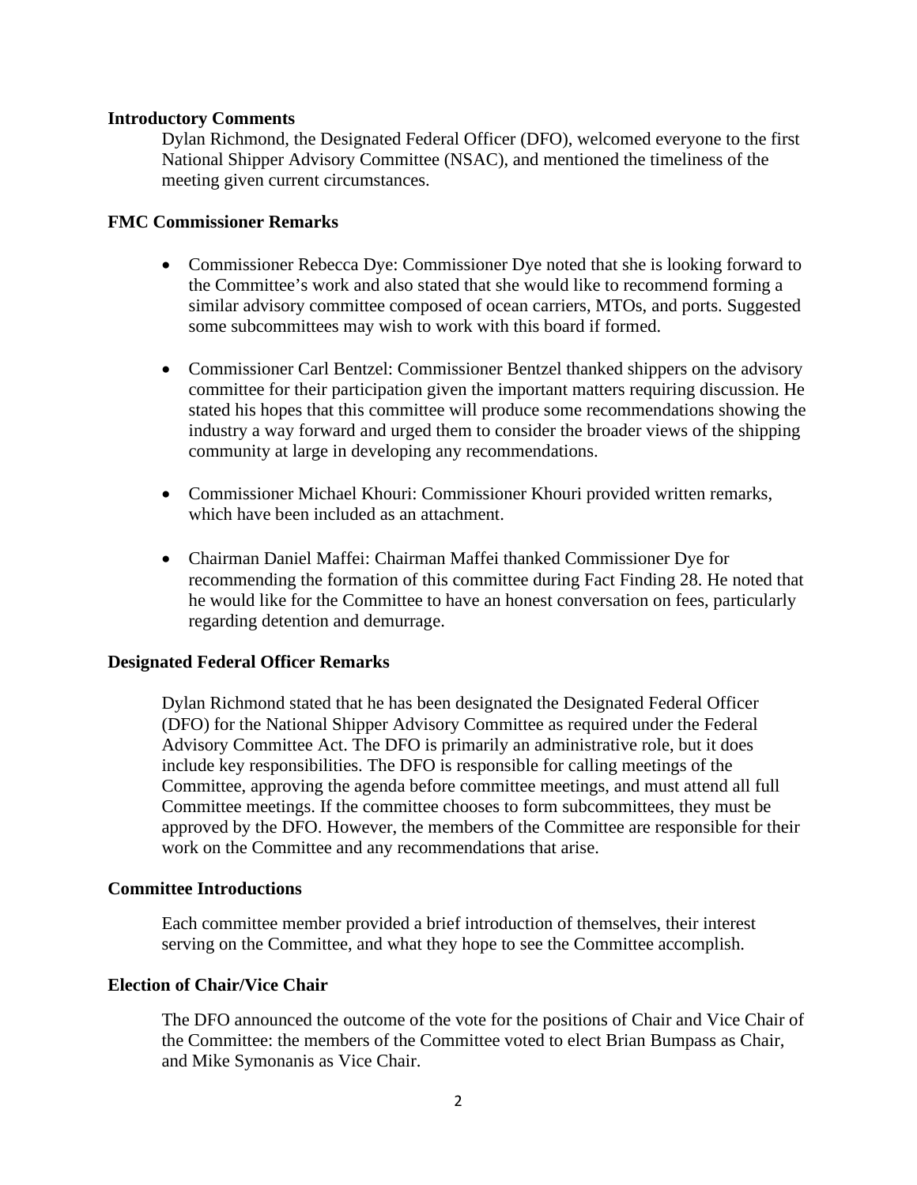**Introductory Comments**

Dylan Richmond, the Designated Federal Officer (DFO), welcomed everyone to the first National Shipper Advisory Committee (NSAC), and mentioned the timeliness of the meeting given current circumstances.

**FMC Commissioner Remarks**

- Commissioner Rebecca Dye: Commissioner Dye noted that she is looking forward to the Committee's work and also stated that she would like to recommend forming a similar advisory committee composed of ocean carriers, MTOs, and ports. Suggested some subcommittees may wish to work with this board if formed.

- Commissioner Carl Bentzel: Commissioner Bentzel thanked shippers on the advisory committee for their participation given the important matters requiring discussion. He stated his hopes that this committee will produce some recommendations showing the industry a way forward and urged them to consider the broader views of the shipping community at large in developing any recommendations.

- Commissioner Michael Khouri: Commissioner Khouri provided written remarks, which have been included as an attachment.

- Chairman Daniel Maffei: Chairman Maffei thanked Commissioner Dye for recommending the formation of this committee during Fact Finding 28. He noted that he would like for the Committee to have an honest conversation on fees, particularly regarding detention and demurrage.

**Designated Federal Officer Remarks**

Dylan Richmond stated that he has been designated the Designated Federal Officer (DFO) for the National Shipper Advisory Committee as required under the Federal Advisory Committee Act. The DFO is primarily an administrative role, but it does include key responsibilities. The DFO is responsible for calling meetings of the Committee, approving the agenda before committee meetings, and must attend all full Committee meetings. If the committee chooses to form subcommittees, they must be approved by the DFO. However, the members of the Committee are responsible for their work on the Committee and any recommendations that arise.

**Committee Introductions**

Each committee member provided a brief introduction of themselves, their interest serving on the Committee, and what they hope to see the Committee accomplish.

**Election of Chair/Vice Chair**

The DFO announced the outcome of the vote for the positions of Chair and Vice Chair of the Committee: the members of the Committee voted to elect Brian Bumpass as Chair, and Mike Symonanis as Vice Chair.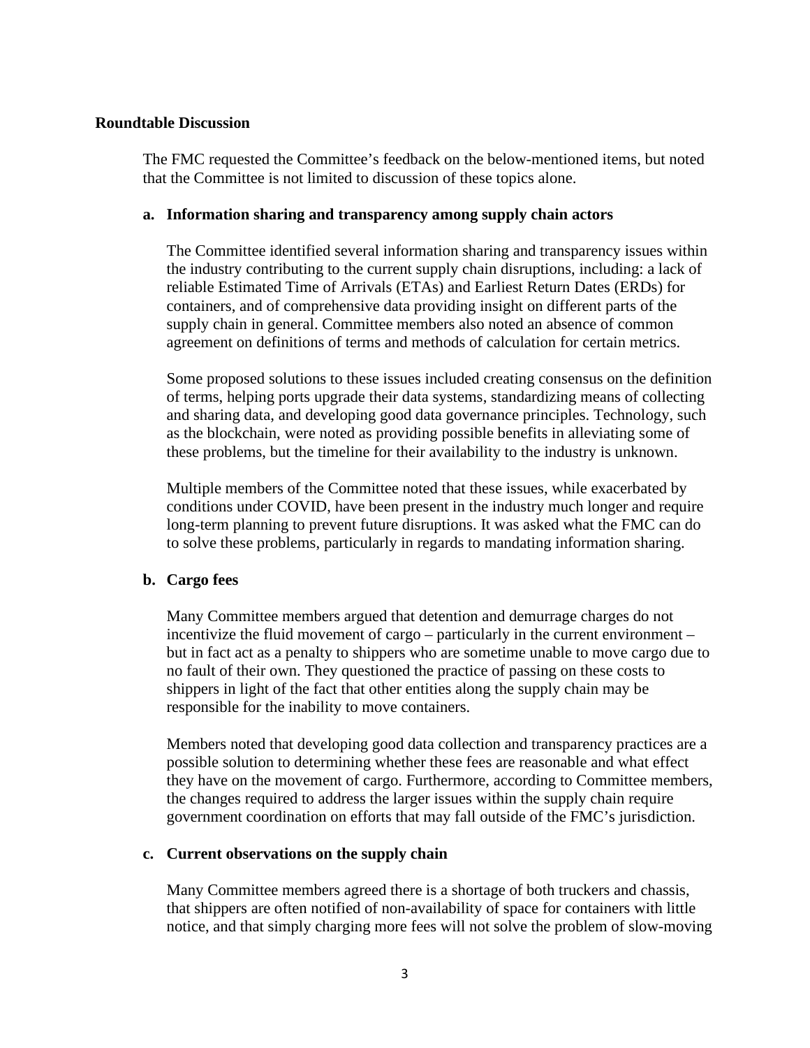**Roundtable Discussion**

The FMC requested the Committee's feedback on the below-mentioned items, but noted that the Committee is not limited to discussion of these topics alone.

**a. Information sharing and transparency among supply chain actors**

The Committee identified several information sharing and transparency issues within the industry contributing to the current supply chain disruptions, including: a lack of reliable Estimated Time of Arrivals (ETAs) and Earliest Return Dates (ERDs) for containers, and of comprehensive data providing insight on different parts of the supply chain in general. Committee members also noted an absence of common agreement on definitions of terms and methods of calculation for certain metrics.

Some proposed solutions to these issues included creating consensus on the definition of terms, helping ports upgrade their data systems, standardizing means of collecting and sharing data, and developing good data governance principles. Technology, such as the blockchain, were noted as providing possible benefits in alleviating some of these problems, but the timeline for their availability to the industry is unknown.

Multiple members of the Committee noted that these issues, while exacerbated by conditions under COVID, have been present in the industry much longer and require long-term planning to prevent future disruptions. It was asked what the FMC can do to solve these problems, particularly in regards to mandating information sharing.

**b. Cargo fees**

Many Committee members argued that detention and demurrage charges do not incentivize the fluid movement of cargo – particularly in the current environment – but in fact act as a penalty to shippers who are sometime unable to move cargo due to no fault of their own. They questioned the practice of passing on these costs to shippers in light of the fact that other entities along the supply chain may be responsible for the inability to move containers.

Members noted that developing good data collection and transparency practices are a possible solution to determining whether these fees are reasonable and what effect they have on the movement of cargo. Furthermore, according to Committee members, the changes required to address the larger issues within the supply chain require government coordination on efforts that may fall outside of the FMC's jurisdiction.

**c. Current observations on the supply chain**

Many Committee members agreed there is a shortage of both truckers and chassis, that shippers are often notified of non-availability of space for containers with little notice, and that simply charging more fees will not solve the problem of slow-moving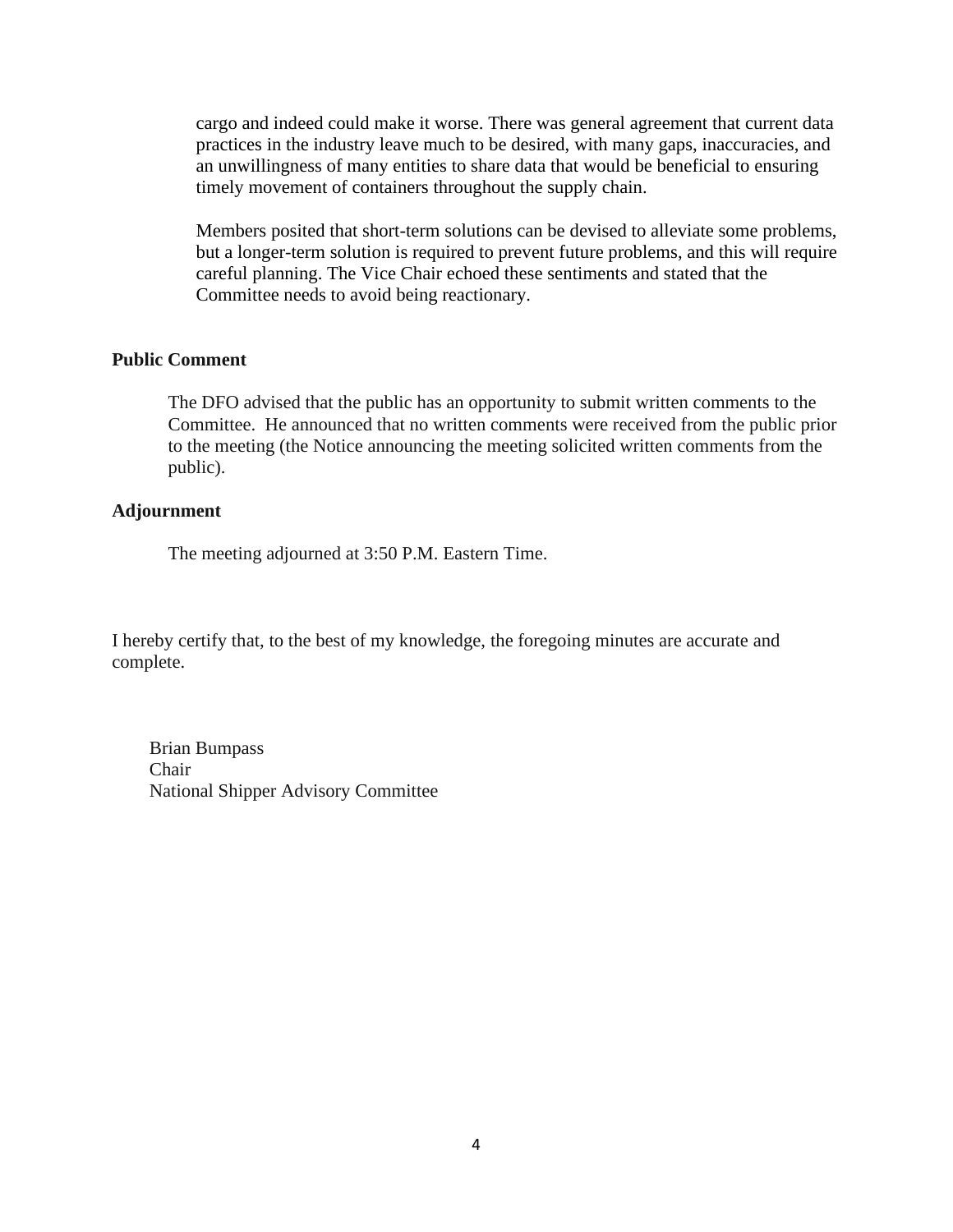cargo and indeed could make it worse. There was general agreement that current data practices in the industry leave much to be desired, with many gaps, inaccuracies, and an unwillingness of many entities to share data that would be beneficial to ensuring timely movement of containers throughout the supply chain.

Members posited that short-term solutions can be devised to alleviate some problems, but a longer-term solution is required to prevent future problems, and this will require careful planning. The Vice Chair echoed these sentiments and stated that the Committee needs to avoid being reactionary.

**Public Comment**

The DFO advised that the public has an opportunity to submit written comments to the Committee. He announced that no written comments were received from the public prior to the meeting (the Notice announcing the meeting solicited written comments from the public).

**Adjournment**

The meeting adjourned at 3:50 P.M. Eastern Time.

I hereby certify that, to the best of my knowledge, the foregoing minutes are accurate and complete.

Brian Bumpass
Chair
National Shipper Advisory Committee